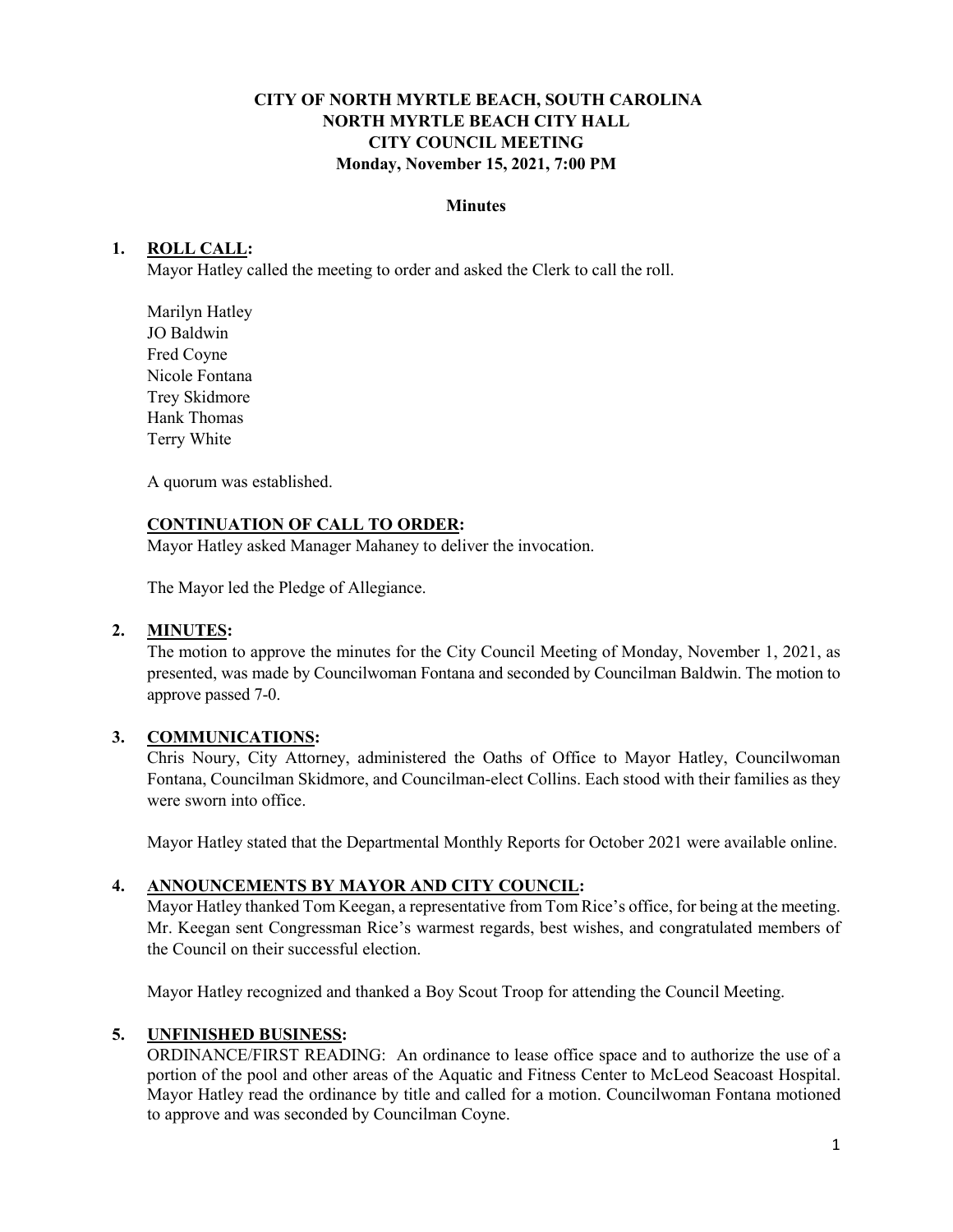**CITY OF NORTH MYRTLE BEACH, SOUTH CAROLINA**
**NORTH MYRTLE BEACH CITY HALL**
**CITY COUNCIL MEETING**
**Monday, November 15, 2021, 7:00 PM**

**Minutes**

1. **ROLL CALL:**
   Mayor Hatley called the meeting to order and asked the Clerk to call the roll.

   Marilyn Hatley
   JO Baldwin
   Fred Coyne
   Nicole Fontana
   Trey Skidmore
   Hank Thomas
   Terry White

   A quorum was established.

   **CONTINUATION OF CALL TO ORDER:**
   Mayor Hatley asked Manager Mahaney to deliver the invocation.

   The Mayor led the Pledge of Allegiance.

2. **MINUTES:**
   The motion to approve the minutes for the City Council Meeting of Monday, November 1, 2021, as presented, was made by Councilwoman Fontana and seconded by Councilman Baldwin. The motion to approve passed 7-0.

3. **COMMUNICATIONS:**
   Chris Noury, City Attorney, administered the Oaths of Office to Mayor Hatley, Councilwoman Fontana, Councilman Skidmore, and Councilman-elect Collins. Each stood with their families as they were sworn into office.

   Mayor Hatley stated that the Departmental Monthly Reports for October 2021 were available online.

4. **ANNOUNCEMENTS BY MAYOR AND CITY COUNCIL:**
   Mayor Hatley thanked Tom Keegan, a representative from Tom Rice's office, for being at the meeting. Mr. Keegan sent Congressman Rice's warmest regards, best wishes, and congratulated members of the Council on their successful election.

   Mayor Hatley recognized and thanked a Boy Scout Troop for attending the Council Meeting.

5. **UNFINISHED BUSINESS:**
   ORDINANCE/FIRST READING: An ordinance to lease office space and to authorize the use of a portion of the pool and other areas of the Aquatic and Fitness Center to McLeod Seacoast Hospital. Mayor Hatley read the ordinance by title and called for a motion. Councilwoman Fontana motioned to approve and was seconded by Councilman Coyne.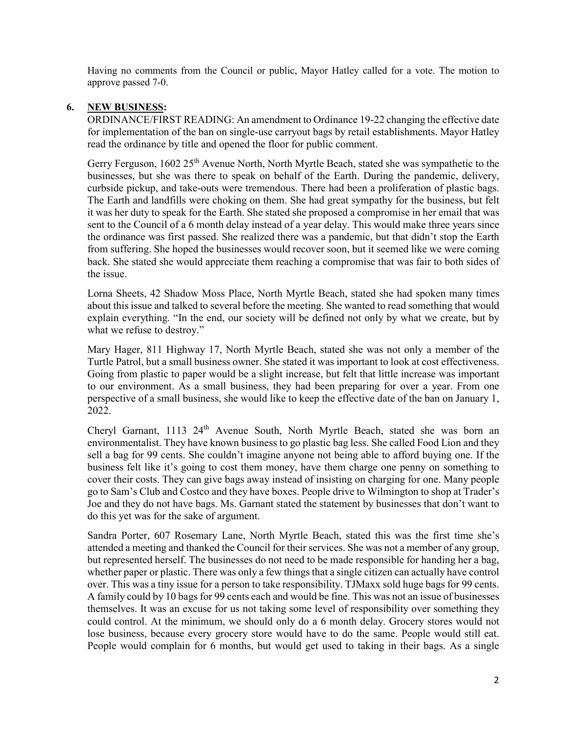Having no comments from the Council or public, Mayor Hatley called for a vote. The motion to approve passed 7-0.

6. **NEW BUSINESS:**

ORDINANCE/FIRST READING: An amendment to Ordinance 19-22 changing the effective date for implementation of the ban on single-use carryout bags by retail establishments. Mayor Hatley read the ordinance by title and opened the floor for public comment.

Gerry Ferguson, 1602 25th Avenue North, North Myrtle Beach, stated she was sympathetic to the businesses, but she was there to speak on behalf of the Earth. During the pandemic, delivery, curbside pickup, and take-outs were tremendous. There had been a proliferation of plastic bags. The Earth and landfills were choking on them. She had great sympathy for the business, but felt it was her duty to speak for the Earth. She stated she proposed a compromise in her email that was sent to the Council of a 6 month delay instead of a year delay. This would make three years since the ordinance was first passed. She realized there was a pandemic, but that didn't stop the Earth from suffering. She hoped the businesses would recover soon, but it seemed like we were coming back. She stated she would appreciate them reaching a compromise that was fair to both sides of the issue.

Lorna Sheets, 42 Shadow Moss Place, North Myrtle Beach, stated she had spoken many times about this issue and talked to several before the meeting. She wanted to read something that would explain everything. "In the end, our society will be defined not only by what we create, but by what we refuse to destroy."

Mary Hager, 811 Highway 17, North Myrtle Beach, stated she was not only a member of the Turtle Patrol, but a small business owner. She stated it was important to look at cost effectiveness. Going from plastic to paper would be a slight increase, but felt that little increase was important to our environment. As a small business, they had been preparing for over a year. From one perspective of a small business, she would like to keep the effective date of the ban on January 1, 2022.

Cheryl Garnant, 1113 24th Avenue South, North Myrtle Beach, stated she was born an environmentalist. They have known business to go plastic bag less. She called Food Lion and they sell a bag for 99 cents. She couldn't imagine anyone not being able to afford buying one. If the business felt like it's going to cost them money, have them charge one penny on something to cover their costs. They can give bags away instead of insisting on charging for one. Many people go to Sam's Club and Costco and they have boxes. People drive to Wilmington to shop at Trader's Joe and they do not have bags. Ms. Garnant stated the statement by businesses that don't want to do this yet was for the sake of argument.

Sandra Porter, 607 Rosemary Lane, North Myrtle Beach, stated this was the first time she's attended a meeting and thanked the Council for their services. She was not a member of any group, but represented herself. The businesses do not need to be made responsible for handing her a bag, whether paper or plastic. There was only a few things that a single citizen can actually have control over. This was a tiny issue for a person to take responsibility. TJMaxx sold huge bags for 99 cents. A family could by 10 bags for 99 cents each and would be fine. This was not an issue of businesses themselves. It was an excuse for us not taking some level of responsibility over something they could control. At the minimum, we should only do a 6 month delay. Grocery stores would not lose business, because every grocery store would have to do the same. People would still eat. People would complain for 6 months, but would get used to taking in their bags. As a single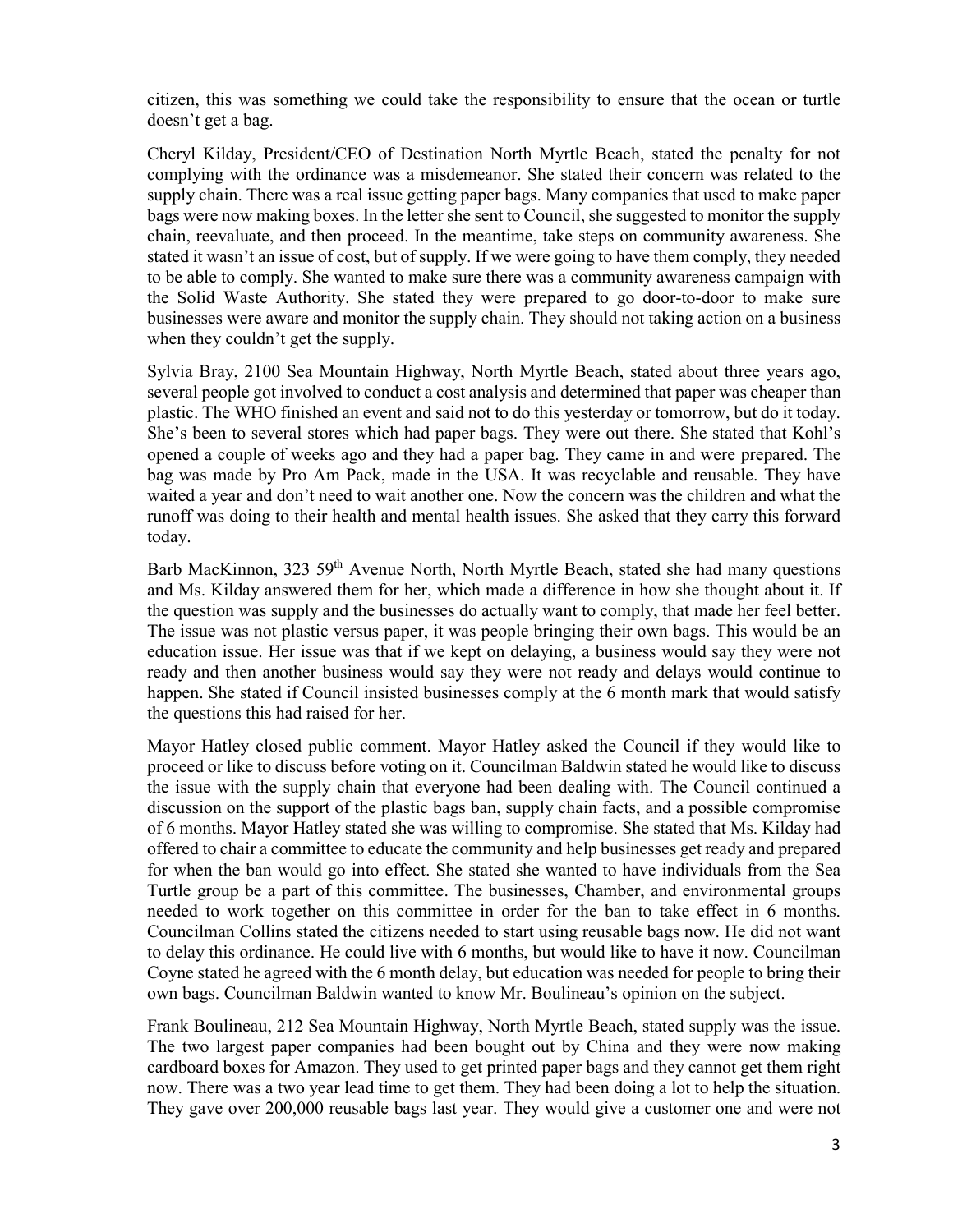citizen, this was something we could take the responsibility to ensure that the ocean or turtle doesn't get a bag.

Cheryl Kilday, President/CEO of Destination North Myrtle Beach, stated the penalty for not complying with the ordinance was a misdemeanor. She stated their concern was related to the supply chain. There was a real issue getting paper bags. Many companies that used to make paper bags were now making boxes. In the letter she sent to Council, she suggested to monitor the supply chain, reevaluate, and then proceed. In the meantime, take steps on community awareness. She stated it wasn't an issue of cost, but of supply. If we were going to have them comply, they needed to be able to comply. She wanted to make sure there was a community awareness campaign with the Solid Waste Authority. She stated they were prepared to go door-to-door to make sure businesses were aware and monitor the supply chain. They should not taking action on a business when they couldn't get the supply.

Sylvia Bray, 2100 Sea Mountain Highway, North Myrtle Beach, stated about three years ago, several people got involved to conduct a cost analysis and determined that paper was cheaper than plastic. The WHO finished an event and said not to do this yesterday or tomorrow, but do it today. She's been to several stores which had paper bags. They were out there. She stated that Kohl's opened a couple of weeks ago and they had a paper bag. They came in and were prepared. The bag was made by Pro Am Pack, made in the USA. It was recyclable and reusable. They have waited a year and don't need to wait another one. Now the concern was the children and what the runoff was doing to their health and mental health issues. She asked that they carry this forward today.

Barb MacKinnon, 323 59th Avenue North, North Myrtle Beach, stated she had many questions and Ms. Kilday answered them for her, which made a difference in how she thought about it. If the question was supply and the businesses do actually want to comply, that made her feel better. The issue was not plastic versus paper, it was people bringing their own bags. This would be an education issue. Her issue was that if we kept on delaying, a business would say they were not ready and then another business would say they were not ready and delays would continue to happen. She stated if Council insisted businesses comply at the 6 month mark that would satisfy the questions this had raised for her.

Mayor Hatley closed public comment. Mayor Hatley asked the Council if they would like to proceed or like to discuss before voting on it. Councilman Baldwin stated he would like to discuss the issue with the supply chain that everyone had been dealing with. The Council continued a discussion on the support of the plastic bags ban, supply chain facts, and a possible compromise of 6 months. Mayor Hatley stated she was willing to compromise. She stated that Ms. Kilday had offered to chair a committee to educate the community and help businesses get ready and prepared for when the ban would go into effect. She stated she wanted to have individuals from the Sea Turtle group be a part of this committee. The businesses, Chamber, and environmental groups needed to work together on this committee in order for the ban to take effect in 6 months. Councilman Collins stated the citizens needed to start using reusable bags now. He did not want to delay this ordinance. He could live with 6 months, but would like to have it now. Councilman Coyne stated he agreed with the 6 month delay, but education was needed for people to bring their own bags. Councilman Baldwin wanted to know Mr. Boulineau's opinion on the subject.

Frank Boulineau, 212 Sea Mountain Highway, North Myrtle Beach, stated supply was the issue. The two largest paper companies had been bought out by China and they were now making cardboard boxes for Amazon. They used to get printed paper bags and they cannot get them right now. There was a two year lead time to get them. They had been doing a lot to help the situation. They gave over 200,000 reusable bags last year. They would give a customer one and were not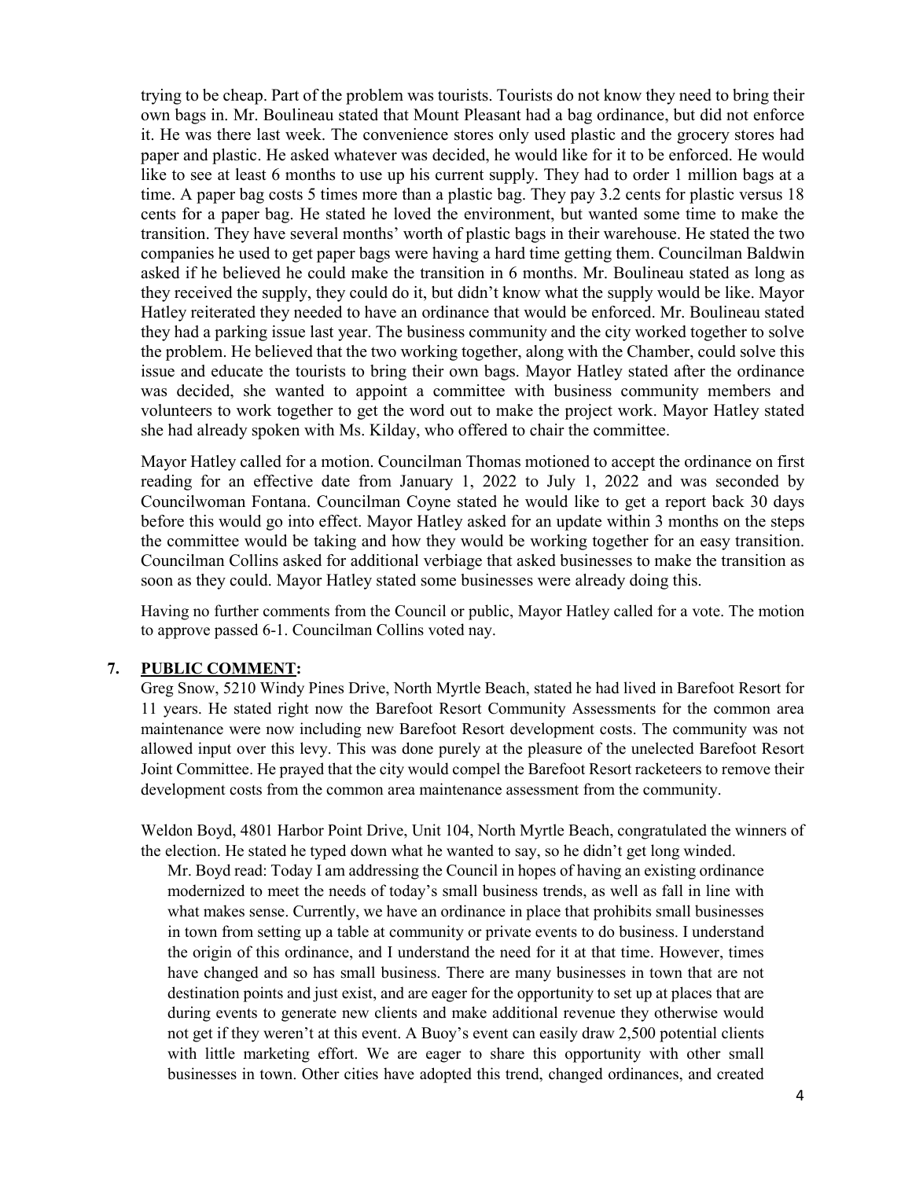trying to be cheap. Part of the problem was tourists. Tourists do not know they need to bring their own bags in. Mr. Boulineau stated that Mount Pleasant had a bag ordinance, but did not enforce it. He was there last week. The convenience stores only used plastic and the grocery stores had paper and plastic. He asked whatever was decided, he would like for it to be enforced. He would like to see at least 6 months to use up his current supply. They had to order 1 million bags at a time. A paper bag costs 5 times more than a plastic bag. They pay 3.2 cents for plastic versus 18 cents for a paper bag. He stated he loved the environment, but wanted some time to make the transition. They have several months' worth of plastic bags in their warehouse. He stated the two companies he used to get paper bags were having a hard time getting them. Councilman Baldwin asked if he believed he could make the transition in 6 months. Mr. Boulineau stated as long as they received the supply, they could do it, but didn't know what the supply would be like. Mayor Hatley reiterated they needed to have an ordinance that would be enforced. Mr. Boulineau stated they had a parking issue last year. The business community and the city worked together to solve the problem. He believed that the two working together, along with the Chamber, could solve this issue and educate the tourists to bring their own bags. Mayor Hatley stated after the ordinance was decided, she wanted to appoint a committee with business community members and volunteers to work together to get the word out to make the project work. Mayor Hatley stated she had already spoken with Ms. Kilday, who offered to chair the committee.

Mayor Hatley called for a motion. Councilman Thomas motioned to accept the ordinance on first reading for an effective date from January 1, 2022 to July 1, 2022 and was seconded by Councilwoman Fontana. Councilman Coyne stated he would like to get a report back 30 days before this would go into effect. Mayor Hatley asked for an update within 3 months on the steps the committee would be taking and how they would be working together for an easy transition. Councilman Collins asked for additional verbiage that asked businesses to make the transition as soon as they could. Mayor Hatley stated some businesses were already doing this.

Having no further comments from the Council or public, Mayor Hatley called for a vote. The motion to approve passed 6-1. Councilman Collins voted nay.

## 7. PUBLIC COMMENT:

Greg Snow, 5210 Windy Pines Drive, North Myrtle Beach, stated he had lived in Barefoot Resort for 11 years. He stated right now the Barefoot Resort Community Assessments for the common area maintenance were now including new Barefoot Resort development costs. The community was not allowed input over this levy. This was done purely at the pleasure of the unelected Barefoot Resort Joint Committee. He prayed that the city would compel the Barefoot Resort racketeers to remove their development costs from the common area maintenance assessment from the community.

Weldon Boyd, 4801 Harbor Point Drive, Unit 104, North Myrtle Beach, congratulated the winners of the election. He stated he typed down what he wanted to say, so he didn't get long winded.

> Mr. Boyd read: Today I am addressing the Council in hopes of having an existing ordinance modernized to meet the needs of today's small business trends, as well as fall in line with what makes sense. Currently, we have an ordinance in place that prohibits small businesses in town from setting up a table at community or private events to do business. I understand the origin of this ordinance, and I understand the need for it at that time. However, times have changed and so has small business. There are many businesses in town that are not destination points and just exist, and are eager for the opportunity to set up at places that are during events to generate new clients and make additional revenue they otherwise would not get if they weren't at this event. A Buoy's event can easily draw 2,500 potential clients with little marketing effort. We are eager to share this opportunity with other small businesses in town. Other cities have adopted this trend, changed ordinances, and created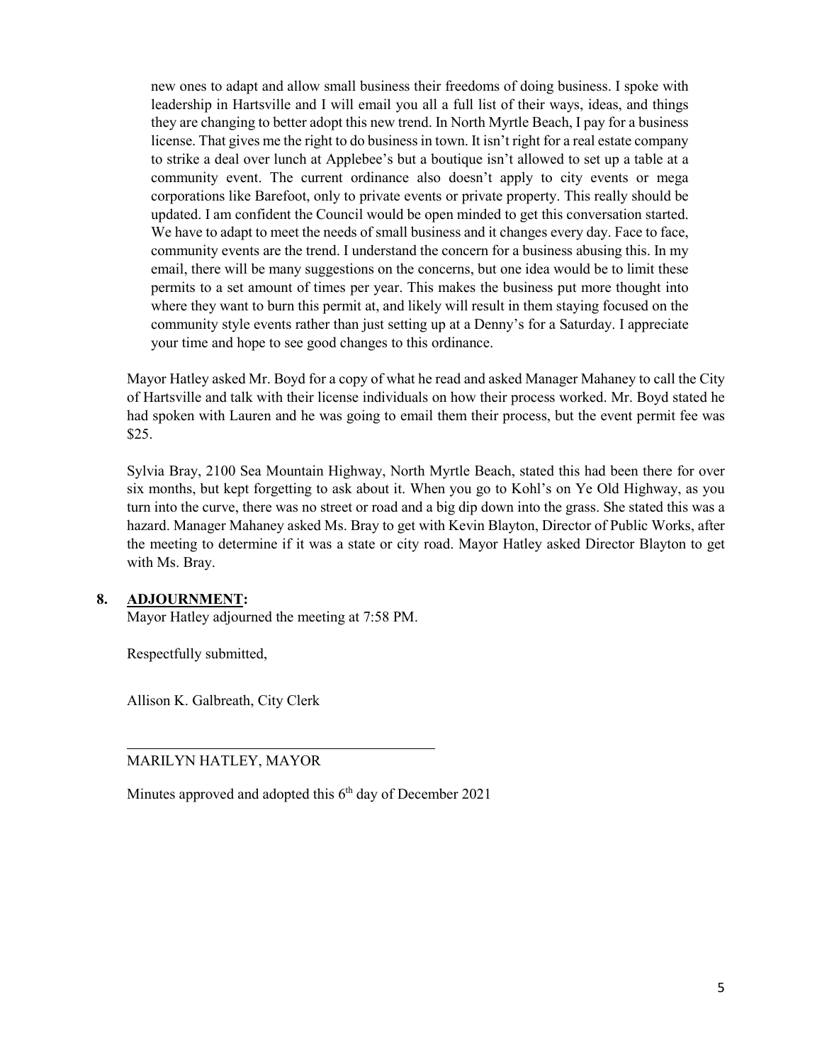new ones to adapt and allow small business their freedoms of doing business. I spoke with leadership in Hartsville and I will email you all a full list of their ways, ideas, and things they are changing to better adopt this new trend. In North Myrtle Beach, I pay for a business license. That gives me the right to do business in town. It isn't right for a real estate company to strike a deal over lunch at Applebee's but a boutique isn't allowed to set up a table at a community event. The current ordinance also doesn't apply to city events or mega corporations like Barefoot, only to private events or private property. This really should be updated. I am confident the Council would be open minded to get this conversation started. We have to adapt to meet the needs of small business and it changes every day. Face to face, community events are the trend. I understand the concern for a business abusing this. In my email, there will be many suggestions on the concerns, but one idea would be to limit these permits to a set amount of times per year. This makes the business put more thought into where they want to burn this permit at, and likely will result in them staying focused on the community style events rather than just setting up at a Denny's for a Saturday. I appreciate your time and hope to see good changes to this ordinance.

Mayor Hatley asked Mr. Boyd for a copy of what he read and asked Manager Mahaney to call the City of Hartsville and talk with their license individuals on how their process worked. Mr. Boyd stated he had spoken with Lauren and he was going to email them their process, but the event permit fee was $25.

Sylvia Bray, 2100 Sea Mountain Highway, North Myrtle Beach, stated this had been there for over six months, but kept forgetting to ask about it. When you go to Kohl's on Ye Old Highway, as you turn into the curve, there was no street or road and a big dip down into the grass. She stated this was a hazard. Manager Mahaney asked Ms. Bray to get with Kevin Blayton, Director of Public Works, after the meeting to determine if it was a state or city road. Mayor Hatley asked Director Blayton to get with Ms. Bray.

**8. ADJOURNMENT:**

Mayor Hatley adjourned the meeting at 7:58 PM.

Respectfully submitted,

Allison K. Galbreath, City Clerk

______________________________________

MARILYN HATLEY, MAYOR

Minutes approved and adopted this 6th day of December 2021